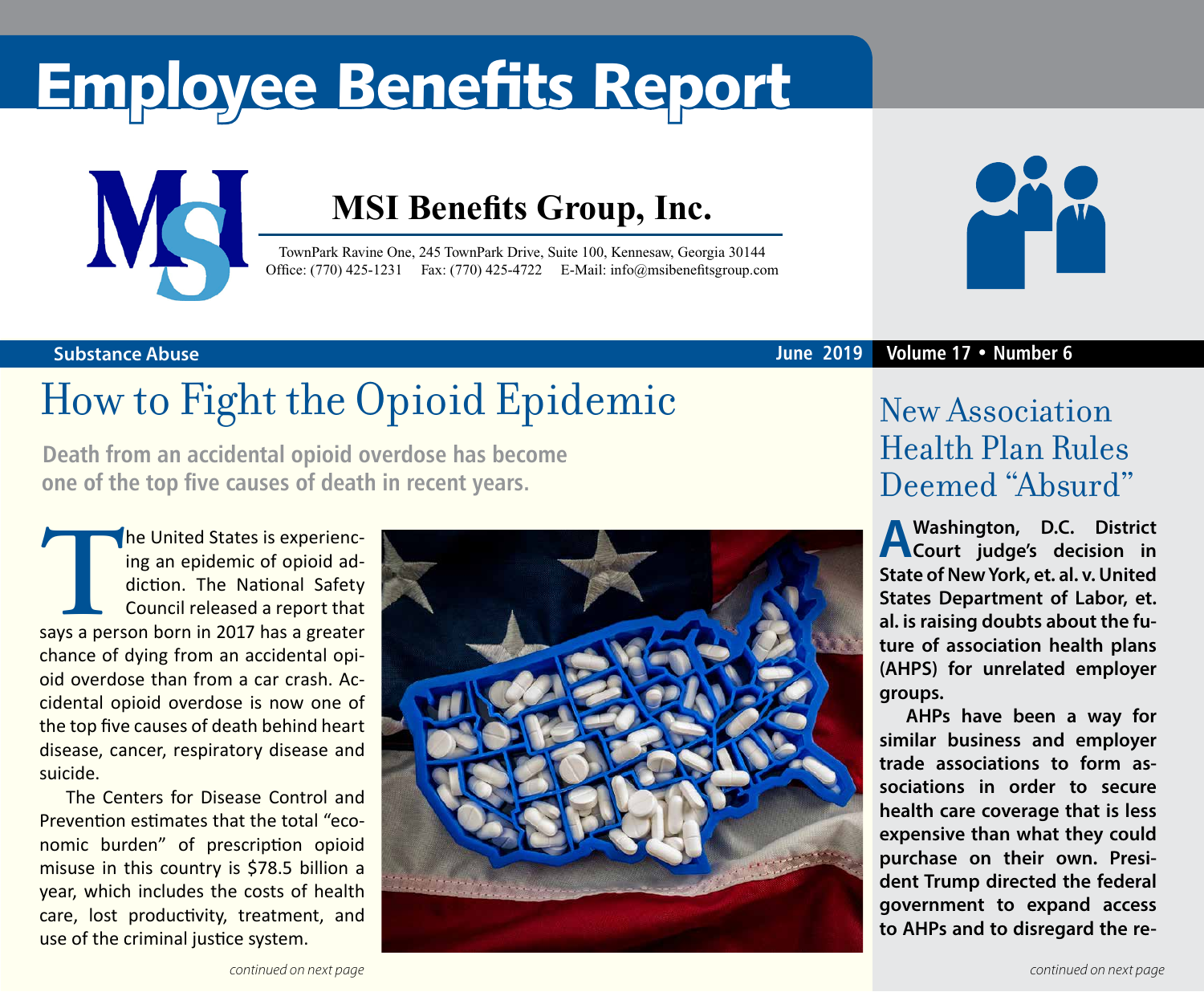# Employee Benefits Report

**MSI Benefits Group, Inc.**

TownPark Ravine One, 245 TownPark Drive, Suite 100, Kennesaw, Georgia 30144
Office: (770) 425-1231 Fax: (770) 425-4722 E-Mail: info@msibenefitsgroup.com

**Substance Abuse** | **June 2019** | **Volume 17 • Number 6**

## How to Fight the Opioid Epidemic

**Death from an accidental opioid overdose has become one of the top five causes of death in recent years.**

The United States is experiencing an epidemic of opioid addiction. The National Safety Council released a report that says a person born in 2017 has a greater chance of dying from an accidental opioid overdose than from a car crash. Accidental opioid overdose is now one of the top five causes of death behind heart disease, cancer, respiratory disease and suicide.

The Centers for Disease Control and Prevention estimates that the total "economic burden" of prescription opioid misuse in this country is $78.5 billion a year, which includes the costs of health care, lost productivity, treatment, and use of the criminal justice system.

*continued on next page*

## New Association Health Plan Rules Deemed "Absurd"

**A Washington, D.C. District Court judge's decision in State of New York, et. al. v. United States Department of Labor, et. al. is raising doubts about the future of association health plans (AHPS) for unrelated employer groups.**

**AHPs have been a way for similar business and employer trade associations to form associations in order to secure health care coverage that is less expensive than what they could purchase on their own. President Trump directed the federal government to expand access to AHPs and to disregard the re-**

*continued on next page*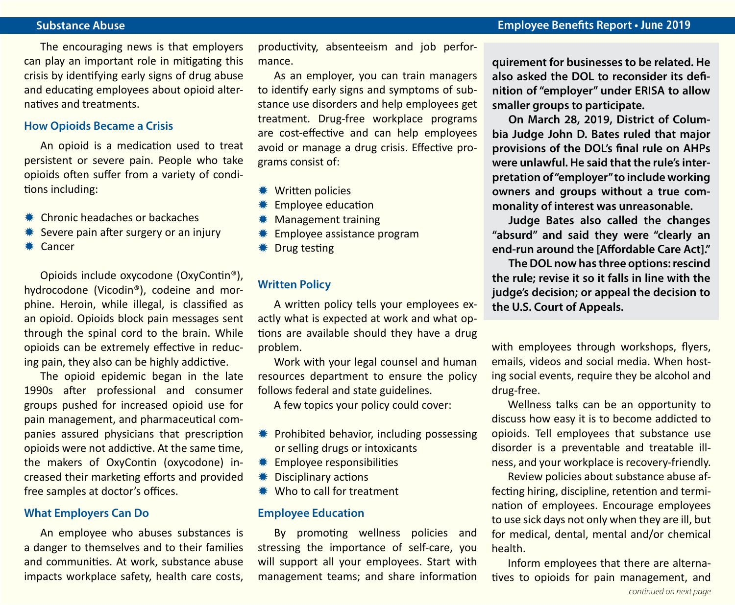The encouraging news is that employers can play an important role in mitigating this crisis by identifying early signs of drug abuse and educating employees about opioid alternatives and treatments.

## How Opioids Became a Crisis

An opioid is a medication used to treat persistent or severe pain. People who take opioids often suffer from a variety of conditions including:

- Chronic headaches or backaches
- Severe pain after surgery or an injury
- Cancer

Opioids include oxycodone (OxyContin®), hydrocodone (Vicodin®), codeine and morphine. Heroin, while illegal, is classified as an opioid. Opioids block pain messages sent through the spinal cord to the brain. While opioids can be extremely effective in reducing pain, they also can be highly addictive.

The opioid epidemic began in the late 1990s after professional and consumer groups pushed for increased opioid use for pain management, and pharmaceutical companies assured physicians that prescription opioids were not addictive. At the same time, the makers of OxyContin (oxycodone) increased their marketing efforts and provided free samples at doctor's offices.

## What Employers Can Do

An employee who abuses substances is a danger to themselves and to their families and communities. At work, substance abuse impacts workplace safety, health care costs, productivity, absenteeism and job performance.

As an employer, you can train managers to identify early signs and symptoms of substance use disorders and help employees get treatment. Drug-free workplace programs are cost-effective and can help employees avoid or manage a drug crisis. Effective programs consist of:

- Written policies
- Employee education
- Management training
- Employee assistance program
- Drug testing

## Written Policy

A written policy tells your employees exactly what is expected at work and what options are available should they have a drug problem.

Work with your legal counsel and human resources department to ensure the policy follows federal and state guidelines.

A few topics your policy could cover:

- Prohibited behavior, including possessing or selling drugs or intoxicants
- Employee responsibilities
- Disciplinary actions
- Who to call for treatment

## Employee Education

By promoting wellness policies and stressing the importance of self-care, you will support all your employees. Start with management teams; and share information with employees through workshops, flyers, emails, videos and social media. When hosting social events, require they be alcohol and drug-free.

Wellness talks can be an opportunity to discuss how easy it is to become addicted to opioids. Tell employees that substance use disorder is a preventable and treatable illness, and your workplace is recovery-friendly.

Review policies about substance abuse affecting hiring, discipline, retention and termination of employees. Encourage employees to use sick days not only when they are ill, but for medical, dental, mental and/or chemical health.

Inform employees that there are alternatives to opioids for pain management, and

*continued on next page*

**quirement for businesses to be related. He also asked the DOL to reconsider its definition of "employer" under ERISA to allow smaller groups to participate.**

**On March 28, 2019, District of Columbia Judge John D. Bates ruled that major provisions of the DOL's final rule on AHPs were unlawful. He said that the rule's interpretation of "employer" to include working owners and groups without a true commonality of interest was unreasonable.**

**Judge Bates also called the changes "absurd" and said they were "clearly an end-run around the [Affordable Care Act]."**

**The DOL now has three options: rescind the rule; revise it so it falls in line with the judge's decision; or appeal the decision to the U.S. Court of Appeals.**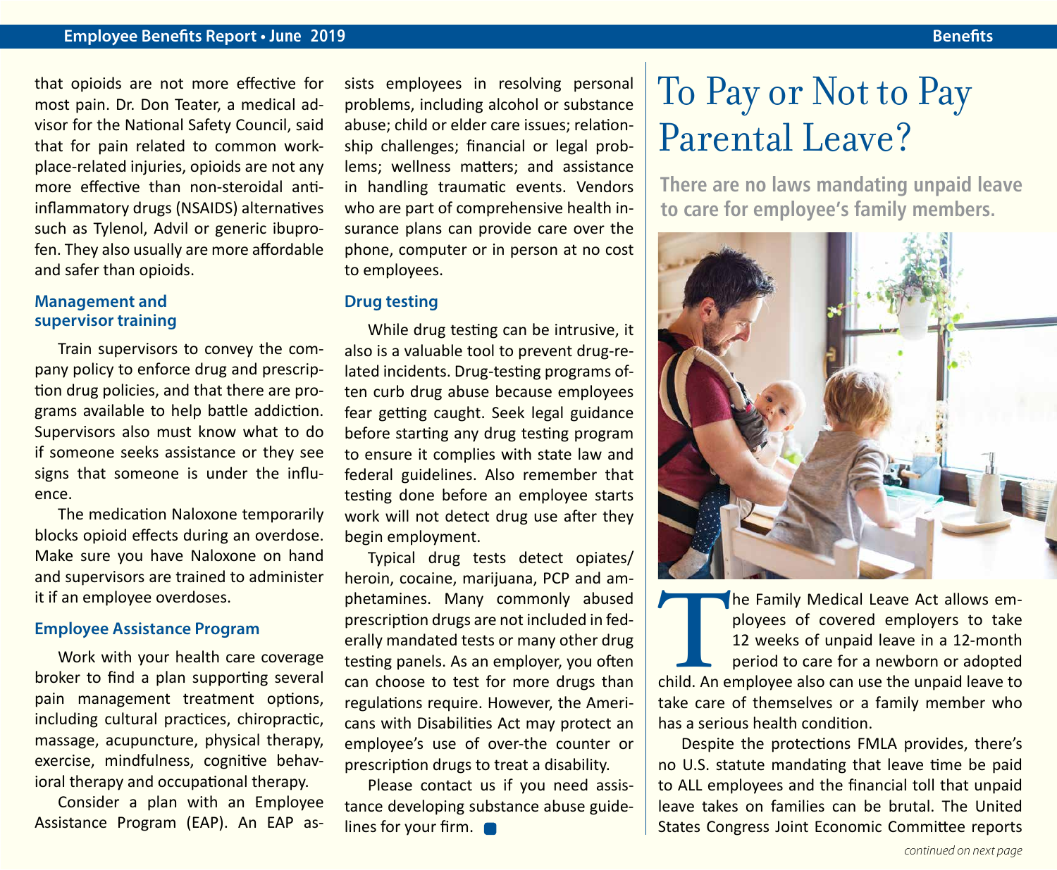that opioids are not more effective for most pain. Dr. Don Teater, a medical advisor for the National Safety Council, said that for pain related to common workplace-related injuries, opioids are not any more effective than non-steroidal anti-inflammatory drugs (NSAIDS) alternatives such as Tylenol, Advil or generic ibuprofen. They also usually are more affordable and safer than opioids.

### Management and supervisor training

Train supervisors to convey the company policy to enforce drug and prescription drug policies, and that there are programs available to help battle addiction. Supervisors also must know what to do if someone seeks assistance or they see signs that someone is under the influence.

The medication Naloxone temporarily blocks opioid effects during an overdose. Make sure you have Naloxone on hand and supervisors are trained to administer it if an employee overdoses.

### Employee Assistance Program

Work with your health care coverage broker to find a plan supporting several pain management treatment options, including cultural practices, chiropractic, massage, acupuncture, physical therapy, exercise, mindfulness, cognitive behavioral therapy and occupational therapy.

Consider a plan with an Employee Assistance Program (EAP). An EAP assists employees in resolving personal problems, including alcohol or substance abuse; child or elder care issues; relationship challenges; financial or legal problems; wellness matters; and assistance in handling traumatic events. Vendors who are part of comprehensive health insurance plans can provide care over the phone, computer or in person at no cost to employees.

### Drug testing

While drug testing can be intrusive, it also is a valuable tool to prevent drug-related incidents. Drug-testing programs often curb drug abuse because employees fear getting caught. Seek legal guidance before starting any drug testing program to ensure it complies with state law and federal guidelines. Also remember that testing done before an employee starts work will not detect drug use after they begin employment.

Typical drug tests detect opiates/heroin, cocaine, marijuana, PCP and amphetamines. Many commonly abused prescription drugs are not included in federally mandated tests or many other drug testing panels. As an employer, you often can choose to test for more drugs than regulations require. However, the Americans with Disabilities Act may protect an employee's use of over-the counter or prescription drugs to treat a disability.

Please contact us if you need assistance developing substance abuse guidelines for your firm.

# To Pay or Not to Pay Parental Leave?

**There are no laws mandating unpaid leave to care for employee's family members.**

The Family Medical Leave Act allows employees of covered employers to take 12 weeks of unpaid leave in a 12-month period to care for a newborn or adopted child. An employee also can use the unpaid leave to take care of themselves or a family member who has a serious health condition.

Despite the protections FMLA provides, there's no U.S. statute mandating that leave time be paid to ALL employees and the financial toll that unpaid leave takes on families can be brutal. The United States Congress Joint Economic Committee reports

*continued on next page*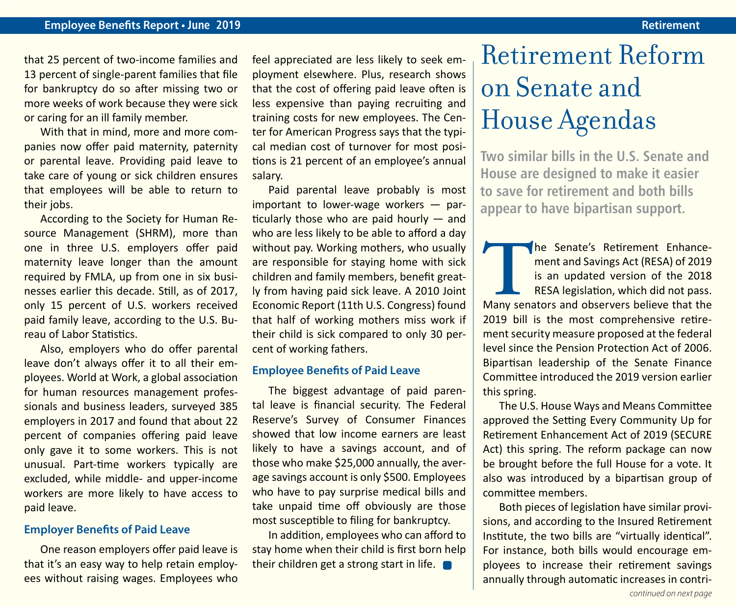that 25 percent of two-income families and 13 percent of single-parent families that file for bankruptcy do so after missing two or more weeks of work because they were sick or caring for an ill family member.

With that in mind, more and more companies now offer paid maternity, paternity or parental leave. Providing paid leave to take care of young or sick children ensures that employees will be able to return to their jobs.

According to the Society for Human Resource Management (SHRM), more than one in three U.S. employers offer paid maternity leave longer than the amount required by FMLA, up from one in six businesses earlier this decade. Still, as of 2017, only 15 percent of U.S. workers received paid family leave, according to the U.S. Bureau of Labor Statistics.

Also, employers who do offer parental leave don't always offer it to all their employees. World at Work, a global association for human resources management professionals and business leaders, surveyed 385 employers in 2017 and found that about 22 percent of companies offering paid leave only gave it to some workers. This is not unusual. Part-time workers typically are excluded, while middle- and upper-income workers are more likely to have access to paid leave.

### Employer Benefits of Paid Leave

One reason employers offer paid leave is that it's an easy way to help retain employees without raising wages. Employees who feel appreciated are less likely to seek employment elsewhere. Plus, research shows that the cost of offering paid leave often is less expensive than paying recruiting and training costs for new employees. The Center for American Progress says that the typical median cost of turnover for most positions is 21 percent of an employee's annual salary.

Paid parental leave probably is most important to lower-wage workers — particularly those who are paid hourly — and who are less likely to be able to afford a day without pay. Working mothers, who usually are responsible for staying home with sick children and family members, benefit greatly from having paid sick leave. A 2010 Joint Economic Report (11th U.S. Congress) found that half of working mothers miss work if their child is sick compared to only 30 percent of working fathers.

### Employee Benefits of Paid Leave

The biggest advantage of paid parental leave is financial security. The Federal Reserve's Survey of Consumer Finances showed that low income earners are least likely to have a savings account, and of those who make $25,000 annually, the average savings account is only $500. Employees who have to pay surprise medical bills and take unpaid time off obviously are those most susceptible to filing for bankruptcy.

In addition, employees who can afford to stay home when their child is first born help their children get a strong start in life.

# Retirement Reform on Senate and House Agendas

**Two similar bills in the U.S. Senate and House are designed to make it easier to save for retirement and both bills appear to have bipartisan support.**

The Senate's Retirement Enhancement and Savings Act (RESA) of 2019 is an updated version of the 2018 RESA legislation, which did not pass. Many senators and observers believe that the 2019 bill is the most comprehensive retirement security measure proposed at the federal level since the Pension Protection Act of 2006. Bipartisan leadership of the Senate Finance Committee introduced the 2019 version earlier this spring.

The U.S. House Ways and Means Committee approved the Setting Every Community Up for Retirement Enhancement Act of 2019 (SECURE Act) this spring. The reform package can now be brought before the full House for a vote. It also was introduced by a bipartisan group of committee members.

Both pieces of legislation have similar provisions, and according to the Insured Retirement Institute, the two bills are "virtually identical". For instance, both bills would encourage employees to increase their retirement savings annually through automatic increases in contri-

*continued on next page*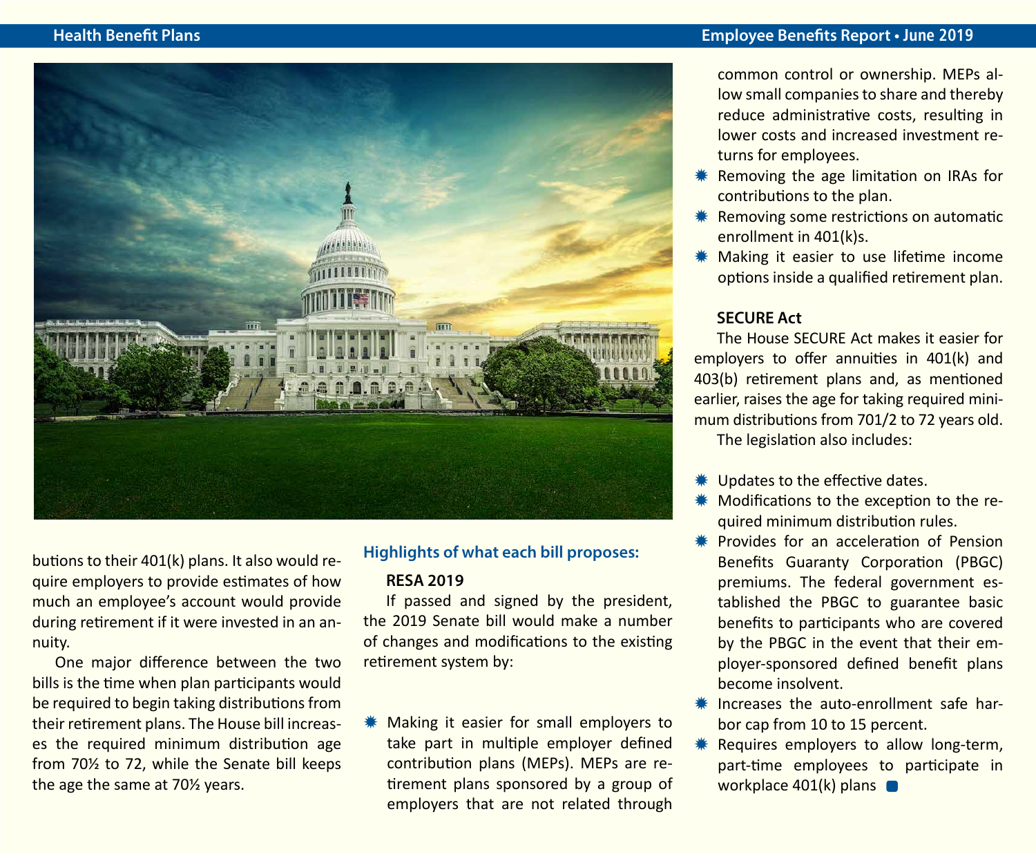butions to their 401(k) plans. It also would require employers to provide estimates of how much an employee's account would provide during retirement if it were invested in an annuity.

One major difference between the two bills is the time when plan participants would be required to begin taking distributions from their retirement plans. The House bill increases the required minimum distribution age from 70½ to 72, while the Senate bill keeps the age the same at 70½ years.

## Highlights of what each bill proposes:

### RESA 2019

If passed and signed by the president, the 2019 Senate bill would make a number of changes and modifications to the existing retirement system by:

- Making it easier for small employers to take part in multiple employer defined contribution plans (MEPs). MEPs are retirement plans sponsored by a group of employers that are not related through common control or ownership. MEPs allow small companies to share and thereby reduce administrative costs, resulting in lower costs and increased investment returns for employees.
- Removing the age limitation on IRAs for contributions to the plan.
- Removing some restrictions on automatic enrollment in 401(k)s.
- Making it easier to use lifetime income options inside a qualified retirement plan.

### SECURE Act

The House SECURE Act makes it easier for employers to offer annuities in 401(k) and 403(b) retirement plans and, as mentioned earlier, raises the age for taking required minimum distributions from 701/2 to 72 years old.

The legislation also includes:

- Updates to the effective dates.
- Modifications to the exception to the required minimum distribution rules.
- Provides for an acceleration of Pension Benefits Guaranty Corporation (PBGC) premiums. The federal government established the PBGC to guarantee basic benefits to participants who are covered by the PBGC in the event that their employer-sponsored defined benefit plans become insolvent.
- Increases the auto-enrollment safe harbor cap from 10 to 15 percent.
- Requires employers to allow long-term, part-time employees to participate in workplace 401(k) plans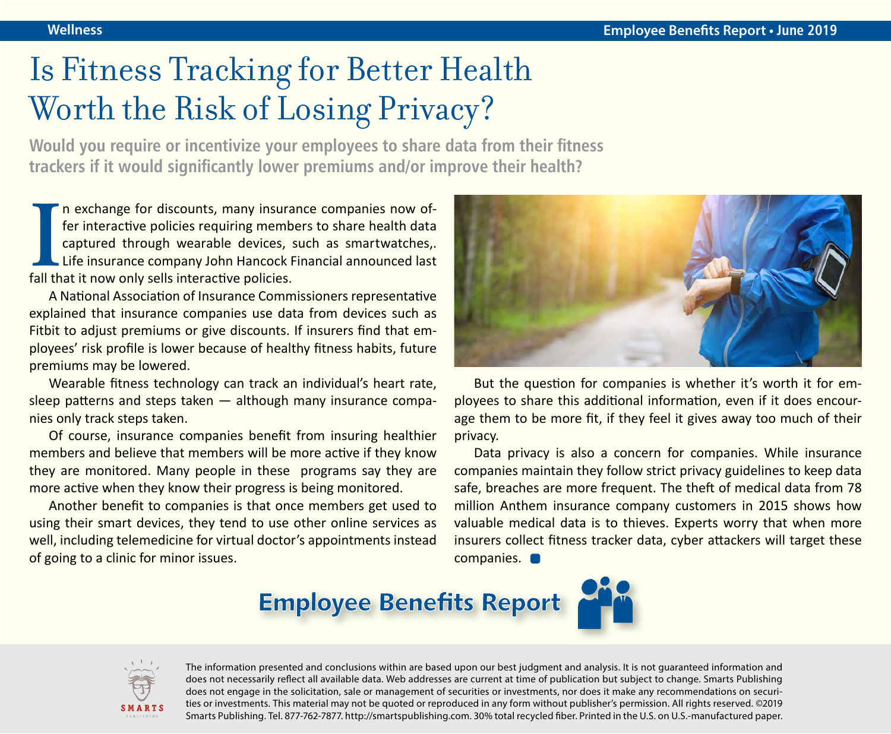# Is Fitness Tracking for Better Health Worth the Risk of Losing Privacy?

**Would you require or incentivize your employees to share data from their fitness trackers if it would significantly lower premiums and/or improve their health?**

In exchange for discounts, many insurance companies now offer interactive policies requiring members to share health data captured through wearable devices, such as smartwatches,. Life insurance company John Hancock Financial announced last fall that it now only sells interactive policies.

A National Association of Insurance Commissioners representative explained that insurance companies use data from devices such as Fitbit to adjust premiums or give discounts. If insurers find that employees' risk profile is lower because of healthy fitness habits, future premiums may be lowered.

Wearable fitness technology can track an individual's heart rate, sleep patterns and steps taken — although many insurance companies only track steps taken.

Of course, insurance companies benefit from insuring healthier members and believe that members will be more active if they know they are monitored. Many people in these programs say they are more active when they know their progress is being monitored.

Another benefit to companies is that once members get used to using their smart devices, they tend to use other online services as well, including telemedicine for virtual doctor's appointments instead of going to a clinic for minor issues.

But the question for companies is whether it's worth it for employees to share this additional information, even if it does encourage them to be more fit, if they feel it gives away too much of their privacy.

Data privacy is also a concern for companies. While insurance companies maintain they follow strict privacy guidelines to keep data safe, breaches are more frequent. The theft of medical data from 78 million Anthem insurance company customers in 2015 shows how valuable medical data is to thieves. Experts worry that when more insurers collect fitness tracker data, cyber attackers will target these companies.

**Employee Benefits Report**

The information presented and conclusions within are based upon our best judgment and analysis. It is not guaranteed information and does not necessarily reflect all available data. Web addresses are current at time of publication but subject to change. Smarts Publishing does not engage in the solicitation, sale or management of securities or investments, nor does it make any recommendations on securities or investments. This material may not be quoted or reproduced in any form without publisher's permission. All rights reserved. ©2019 Smarts Publishing. Tel. 877-762-7877. http://smartspublishing.com. 30% total recycled fiber. Printed in the U.S. on U.S.-manufactured paper.